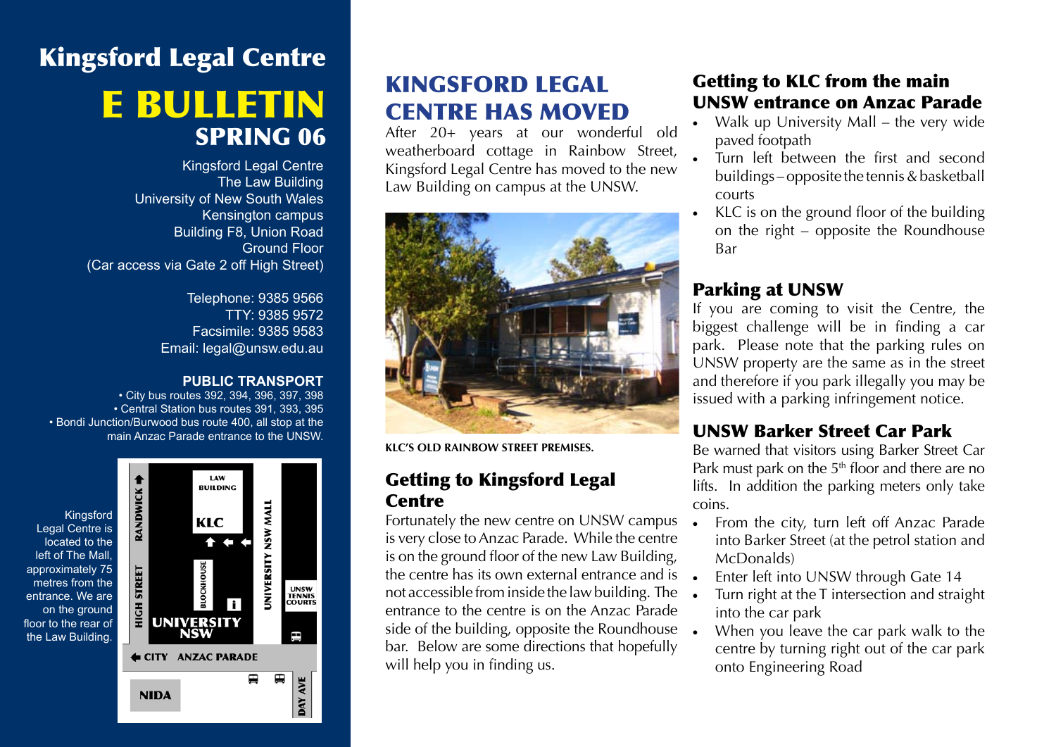# Kingsford Legal Centre

# E BULLETIN

## SPRING 06

Kingsford Legal Centre
The Law Building
University of New South Wales
Kensington campus
Building F8, Union Road
Ground Floor
(Car access via Gate 2 off High Street)

Telephone: 9385 9566
TTY: 9385 9572
Facsimile: 9385 9583
Email: legal@unsw.edu.au

**PUBLIC TRANSPORT**

- City bus routes 392, 394, 396, 397, 398
- Central Station bus routes 391, 393, 395
- Bondi Junction/Burwood bus route 400, all stop at the main Anzac Parade entrance to the UNSW.

Kingsford Legal Centre is located to the left of The Mall, approximately 75 metres from the entrance. We are on the ground floor to the rear of the Law Building.

LAW BUILDING | KLC | RANDWICK | HIGH STREET | BLOCKHOUSE | UNIVERSITY NSW MALL | UNSW TENNIS COURTS | UNIVERSITY NSW | CITY | ANZAC PARADE | NIDA | DAY AVE

## KINGSFORD LEGAL CENTRE HAS MOVED

After 20+ years at our wonderful old weatherboard cottage in Rainbow Street, Kingsford Legal Centre has moved to the new Law Building on campus at the UNSW.

KLC'S OLD RAINBOW STREET PREMISES.

### Getting to Kingsford Legal Centre

Fortunately the new centre on UNSW campus is very close to Anzac Parade. While the centre is on the ground floor of the new Law Building, the centre has its own external entrance and is not accessible from inside the law building. The entrance to the centre is on the Anzac Parade side of the building, opposite the Roundhouse bar. Below are some directions that hopefully will help you in finding us.

### Getting to KLC from the main UNSW entrance on Anzac Parade

- Walk up University Mall – the very wide paved footpath
- Turn left between the first and second buildings – opposite the tennis & basketball courts
- KLC is on the ground floor of the building on the right – opposite the Roundhouse Bar

### Parking at UNSW

If you are coming to visit the Centre, the biggest challenge will be in finding a car park. Please note that the parking rules on UNSW property are the same as in the street and therefore if you park illegally you may be issued with a parking infringement notice.

### UNSW Barker Street Car Park

Be warned that visitors using Barker Street Car Park must park on the 5th floor and there are no lifts. In addition the parking meters only take coins.

- From the city, turn left off Anzac Parade into Barker Street (at the petrol station and McDonalds)
- Enter left into UNSW through Gate 14
- Turn right at the T intersection and straight into the car park
- When you leave the car park walk to the centre by turning right out of the car park onto Engineering Road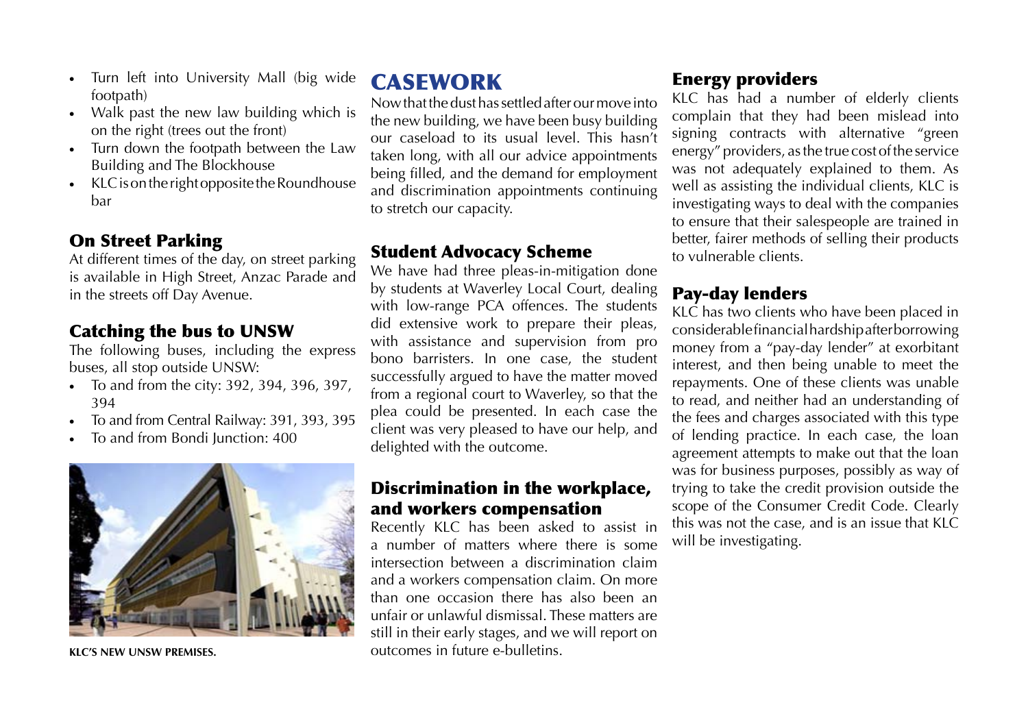- Turn left into University Mall (big wide footpath)
- Walk past the new law building which is on the right (trees out the front)
- Turn down the footpath between the Law Building and The Blockhouse
- KLC is on the right opposite the Roundhouse bar

### On Street Parking

At different times of the day, on street parking is available in High Street, Anzac Parade and in the streets off Day Avenue.

### Catching the bus to UNSW

The following buses, including the express buses, all stop outside UNSW:

- To and from the city: 392, 394, 396, 397, 394
- To and from Central Railway: 391, 393, 395
- To and from Bondi Junction: 400

**KLC'S NEW UNSW PREMISES.**

## CASEWORK

Now that the dust has settled after our move into the new building, we have been busy building our caseload to its usual level. This hasn't taken long, with all our advice appointments being filled, and the demand for employment and discrimination appointments continuing to stretch our capacity.

### Student Advocacy Scheme

We have had three pleas-in-mitigation done by students at Waverley Local Court, dealing with low-range PCA offences. The students did extensive work to prepare their pleas, with assistance and supervision from pro bono barristers. In one case, the student successfully argued to have the matter moved from a regional court to Waverley, so that the plea could be presented. In each case the client was very pleased to have our help, and delighted with the outcome.

### Discrimination in the workplace, and workers compensation

Recently KLC has been asked to assist in a number of matters where there is some intersection between a discrimination claim and a workers compensation claim. On more than one occasion there has also been an unfair or unlawful dismissal. These matters are still in their early stages, and we will report on outcomes in future e-bulletins.

### Energy providers

KLC has had a number of elderly clients complain that they had been mislead into signing contracts with alternative "green energy" providers, as the true cost of the service was not adequately explained to them. As well as assisting the individual clients, KLC is investigating ways to deal with the companies to ensure that their salespeople are trained in better, fairer methods of selling their products to vulnerable clients.

### Pay-day lenders

KLC has two clients who have been placed in considerable financial hardship after borrowing money from a "pay-day lender" at exorbitant interest, and then being unable to meet the repayments. One of these clients was unable to read, and neither had an understanding of the fees and charges associated with this type of lending practice. In each case, the loan agreement attempts to make out that the loan was for business purposes, possibly as way of trying to take the credit provision outside the scope of the Consumer Credit Code. Clearly this was not the case, and is an issue that KLC will be investigating.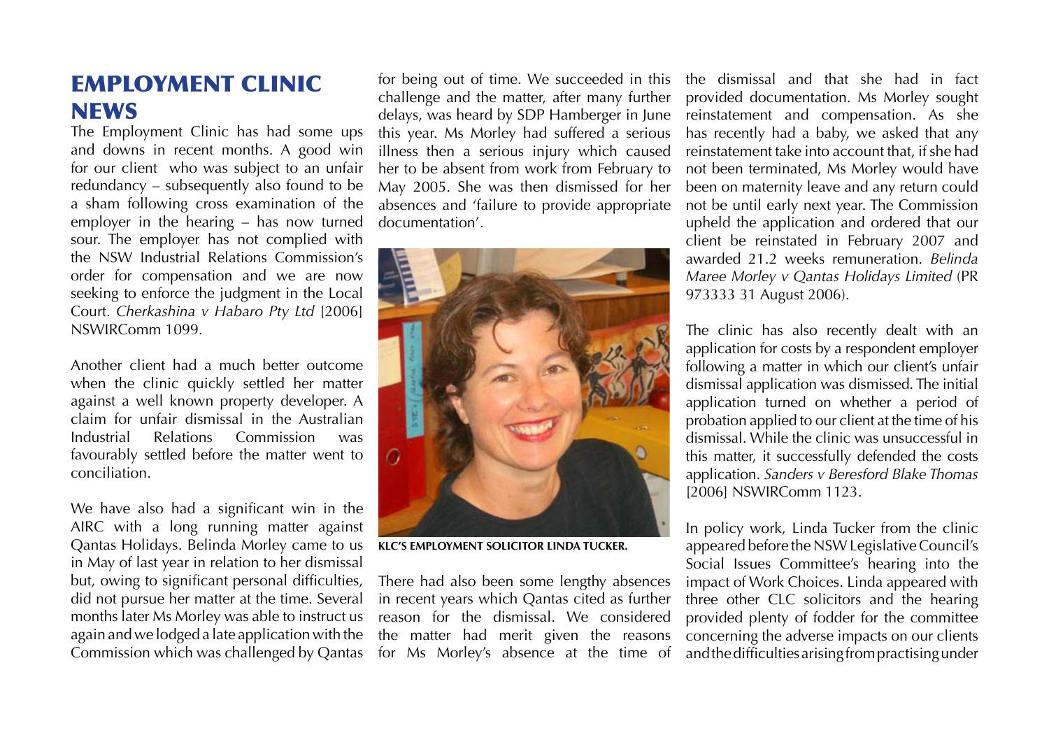# EMPLOYMENT CLINIC NEWS

The Employment Clinic has had some ups and downs in recent months. A good win for our client who was subject to an unfair redundancy – subsequently also found to be a sham following cross examination of the employer in the hearing – has now turned sour. The employer has not complied with the NSW Industrial Relations Commission's order for compensation and we are now seeking to enforce the judgment in the Local Court. *Cherkashina v Habaro Pty Ltd* [2006] NSWIRComm 1099.

Another client had a much better outcome when the clinic quickly settled her matter against a well known property developer. A claim for unfair dismissal in the Australian Industrial Relations Commission was favourably settled before the matter went to conciliation.

We have also had a significant win in the AIRC with a long running matter against Qantas Holidays. Belinda Morley came to us in May of last year in relation to her dismissal but, owing to significant personal difficulties, did not pursue her matter at the time. Several months later Ms Morley was able to instruct us again and we lodged a late application with the Commission which was challenged by Qantas for being out of time. We succeeded in this challenge and the matter, after many further delays, was heard by SDP Hamberger in June this year. Ms Morley had suffered a serious illness then a serious injury which caused her to be absent from work from February to May 2005. She was then dismissed for her absences and 'failure to provide appropriate documentation'.

**KLC'S EMPLOYMENT SOLICITOR LINDA TUCKER.**

There had also been some lengthy absences in recent years which Qantas cited as further reason for the dismissal. We considered the matter had merit given the reasons for Ms Morley's absence at the time of the dismissal and that she had in fact provided documentation. Ms Morley sought reinstatement and compensation. As she has recently had a baby, we asked that any reinstatement take into account that, if she had not been terminated, Ms Morley would have been on maternity leave and any return could not be until early next year. The Commission upheld the application and ordered that our client be reinstated in February 2007 and awarded 21.2 weeks remuneration. *Belinda Maree Morley v Qantas Holidays Limited* (PR 973333 31 August 2006).

The clinic has also recently dealt with an application for costs by a respondent employer following a matter in which our client's unfair dismissal application was dismissed. The initial application turned on whether a period of probation applied to our client at the time of his dismissal. While the clinic was unsuccessful in this matter, it successfully defended the costs application. *Sanders v Beresford Blake Thomas* [2006] NSWIRComm 1123.

In policy work, Linda Tucker from the clinic appeared before the NSW Legislative Council's Social Issues Committee's hearing into the impact of Work Choices. Linda appeared with three other CLC solicitors and the hearing provided plenty of fodder for the committee concerning the adverse impacts on our clients and the difficulties arising from practising under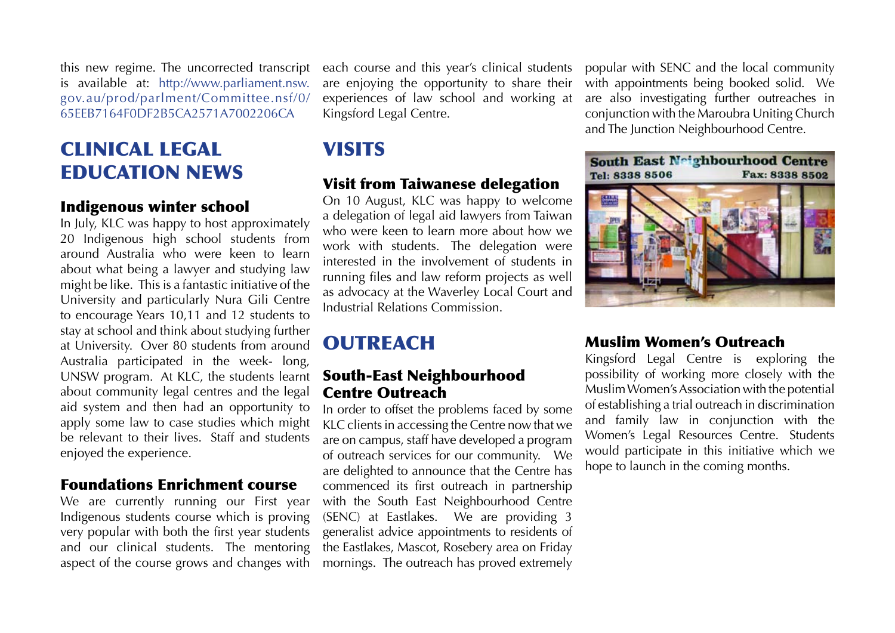this new regime. The uncorrected transcript is available at: http://www.parliament.nsw.gov.au/prod/parlment/Committee.nsf/0/65EEB7164F0DF2B5CA2571A7002206CA

## CLINICAL LEGAL EDUCATION NEWS

### Indigenous winter school

In July, KLC was happy to host approximately 20 Indigenous high school students from around Australia who were keen to learn about what being a lawyer and studying law might be like. This is a fantastic initiative of the University and particularly Nura Gili Centre to encourage Years 10,11 and 12 students to stay at school and think about studying further at University. Over 80 students from around Australia participated in the week- long, UNSW program. At KLC, the students learnt about community legal centres and the legal aid system and then had an opportunity to apply some law to case studies which might be relevant to their lives. Staff and students enjoyed the experience.

### Foundations Enrichment course

We are currently running our First year Indigenous students course which is proving very popular with both the first year students and our clinical students. The mentoring aspect of the course grows and changes with each course and this year's clinical students are enjoying the opportunity to share their experiences of law school and working at Kingsford Legal Centre.

## VISITS

### Visit from Taiwanese delegation

On 10 August, KLC was happy to welcome a delegation of legal aid lawyers from Taiwan who were keen to learn more about how we work with students. The delegation were interested in the involvement of students in running files and law reform projects as well as advocacy at the Waverley Local Court and Industrial Relations Commission.

## OUTREACH

### South-East Neighbourhood Centre Outreach

In order to offset the problems faced by some KLC clients in accessing the Centre now that we are on campus, staff have developed a program of outreach services for our community. We are delighted to announce that the Centre has commenced its first outreach in partnership with the South East Neighbourhood Centre (SENC) at Eastlakes. We are providing 3 generalist advice appointments to residents of the Eastlakes, Mascot, Rosebery area on Friday mornings. The outreach has proved extremely popular with SENC and the local community with appointments being booked solid. We are also investigating further outreaches in conjunction with the Maroubra Uniting Church and The Junction Neighbourhood Centre.

### Muslim Women's Outreach

Kingsford Legal Centre is exploring the possibility of working more closely with the Muslim Women's Association with the potential of establishing a trial outreach in discrimination and family law in conjunction with the Women's Legal Resources Centre. Students would participate in this initiative which we hope to launch in the coming months.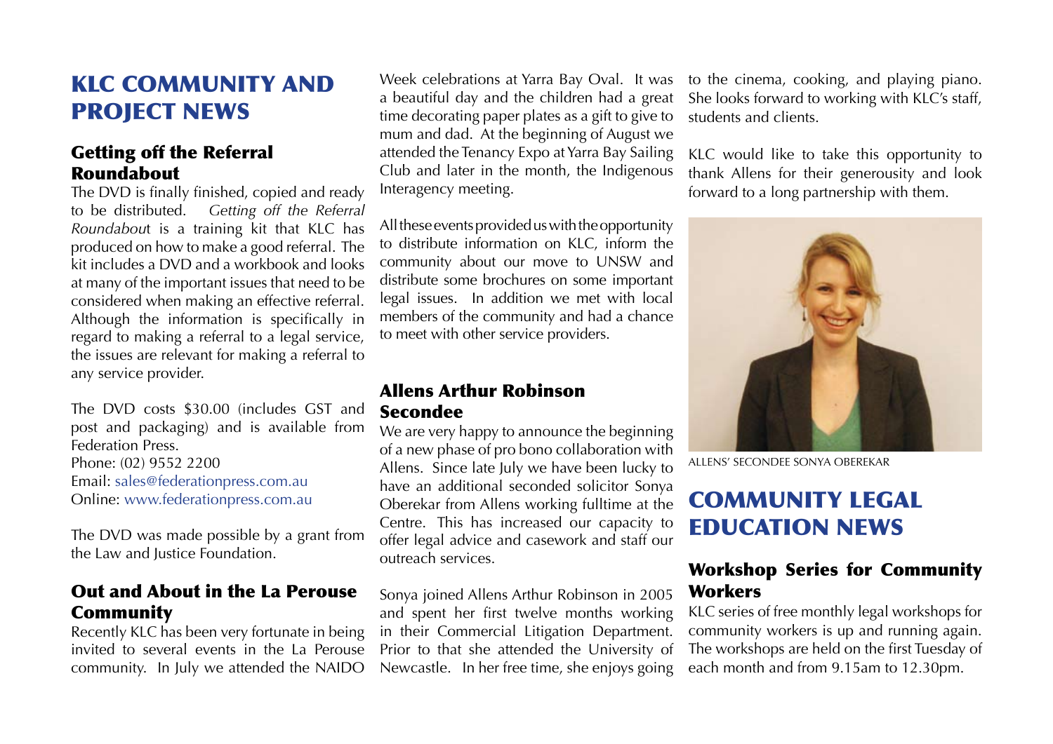# KLC COMMUNITY AND PROJECT NEWS

## Getting off the Referral Roundabout

The DVD is finally finished, copied and ready to be distributed. *Getting off the Referral Roundabout* is a training kit that KLC has produced on how to make a good referral. The kit includes a DVD and a workbook and looks at many of the important issues that need to be considered when making an effective referral. Although the information is specifically in regard to making a referral to a legal service, the issues are relevant for making a referral to any service provider.

The DVD costs $30.00 (includes GST and post and packaging) and is available from Federation Press.
Phone: (02) 9552 2200
Email: sales@federationpress.com.au
Online: www.federationpress.com.au

The DVD was made possible by a grant from the Law and Justice Foundation.

## Out and About in the La Perouse Community

Recently KLC has been very fortunate in being invited to several events in the La Perouse community. In July we attended the NAIDO Week celebrations at Yarra Bay Oval. It was a beautiful day and the children had a great time decorating paper plates as a gift to give to mum and dad. At the beginning of August we attended the Tenancy Expo at Yarra Bay Sailing Club and later in the month, the Indigenous Interagency meeting.

All these events provided us with the opportunity to distribute information on KLC, inform the community about our move to UNSW and distribute some brochures on some important legal issues. In addition we met with local members of the community and had a chance to meet with other service providers.

## Allens Arthur Robinson Secondee

We are very happy to announce the beginning of a new phase of pro bono collaboration with Allens. Since late July we have been lucky to have an additional seconded solicitor Sonya Oberekar from Allens working fulltime at the Centre. This has increased our capacity to offer legal advice and casework and staff our outreach services.

Sonya joined Allens Arthur Robinson in 2005 and spent her first twelve months working in their Commercial Litigation Department. Prior to that she attended the University of Newcastle. In her free time, she enjoys going to the cinema, cooking, and playing piano. She looks forward to working with KLC's staff, students and clients.

KLC would like to take this opportunity to thank Allens for their generousity and look forward to a long partnership with them.

ALLENS' SECONDEE SONYA OBEREKAR

# COMMUNITY LEGAL EDUCATION NEWS

## Workshop Series for Community Workers

KLC series of free monthly legal workshops for community workers is up and running again. The workshops are held on the first Tuesday of each month and from 9.15am to 12.30pm.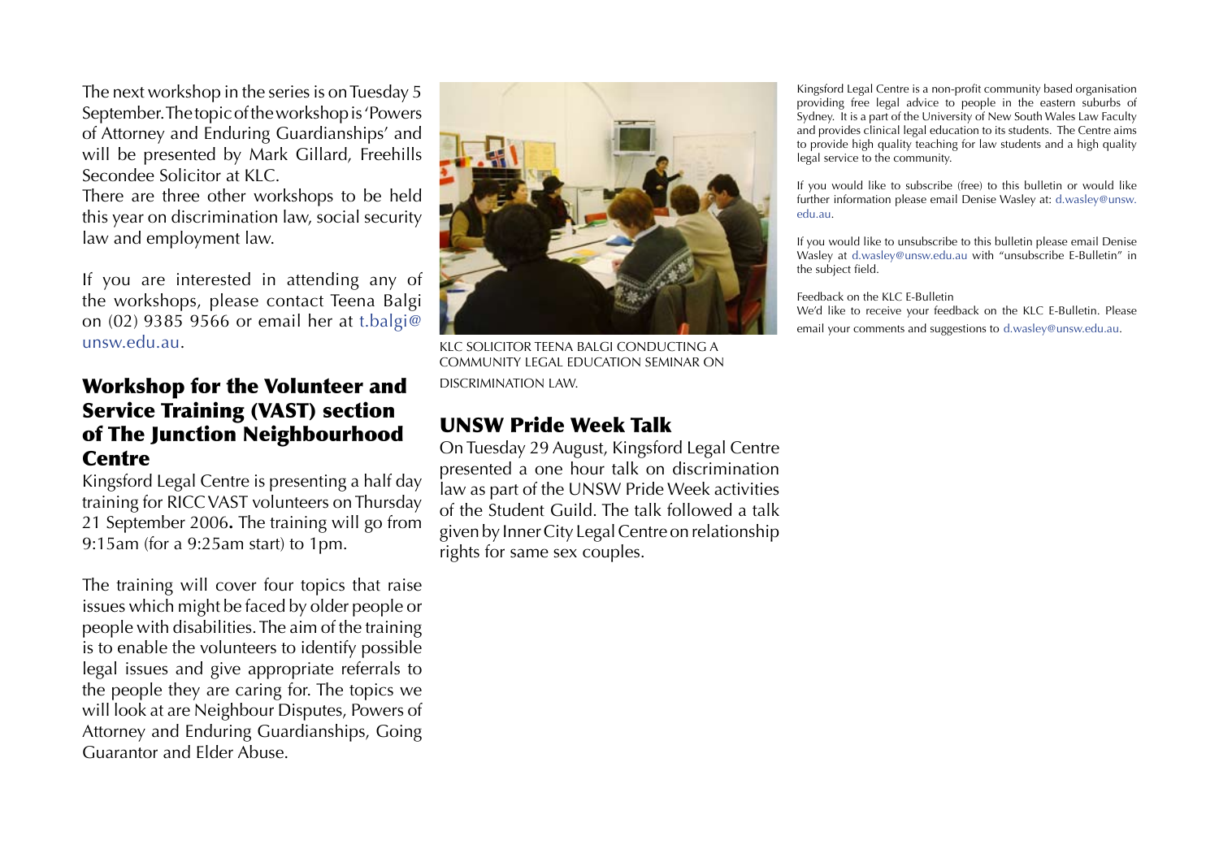The next workshop in the series is on Tuesday 5 September. The topic of the workshop is 'Powers of Attorney and Enduring Guardianships' and will be presented by Mark Gillard, Freehills Secondee Solicitor at KLC.

There are three other workshops to be held this year on discrimination law, social security law and employment law.

If you are interested in attending any of the workshops, please contact Teena Balgi on (02) 9385 9566 or email her at t.balgi@unsw.edu.au.

## Workshop for the Volunteer and Service Training (VAST) section of The Junction Neighbourhood Centre

Kingsford Legal Centre is presenting a half day training for RICC VAST volunteers on Thursday 21 September 2006**.** The training will go from 9:15am (for a 9:25am start) to 1pm.

The training will cover four topics that raise issues which might be faced by older people or people with disabilities. The aim of the training is to enable the volunteers to identify possible legal issues and give appropriate referrals to the people they are caring for. The topics we will look at are Neighbour Disputes, Powers of Attorney and Enduring Guardianships, Going Guarantor and Elder Abuse.

KLC SOLICITOR TEENA BALGI CONDUCTING A COMMUNITY LEGAL EDUCATION SEMINAR ON DISCRIMINATION LAW.

## UNSW Pride Week Talk

On Tuesday 29 August, Kingsford Legal Centre presented a one hour talk on discrimination law as part of the UNSW Pride Week activities of the Student Guild. The talk followed a talk given by Inner City Legal Centre on relationship rights for same sex couples.

Kingsford Legal Centre is a non-profit community based organisation providing free legal advice to people in the eastern suburbs of Sydney. It is a part of the University of New South Wales Law Faculty and provides clinical legal education to its students. The Centre aims to provide high quality teaching for law students and a high quality legal service to the community.

If you would like to subscribe (free) to this bulletin or would like further information please email Denise Wasley at: d.wasley@unsw.edu.au.

If you would like to unsubscribe to this bulletin please email Denise Wasley at d.wasley@unsw.edu.au with "unsubscribe E-Bulletin" in the subject field.

Feedback on the KLC E-Bulletin

We'd like to receive your feedback on the KLC E-Bulletin. Please email your comments and suggestions to d.wasley@unsw.edu.au.